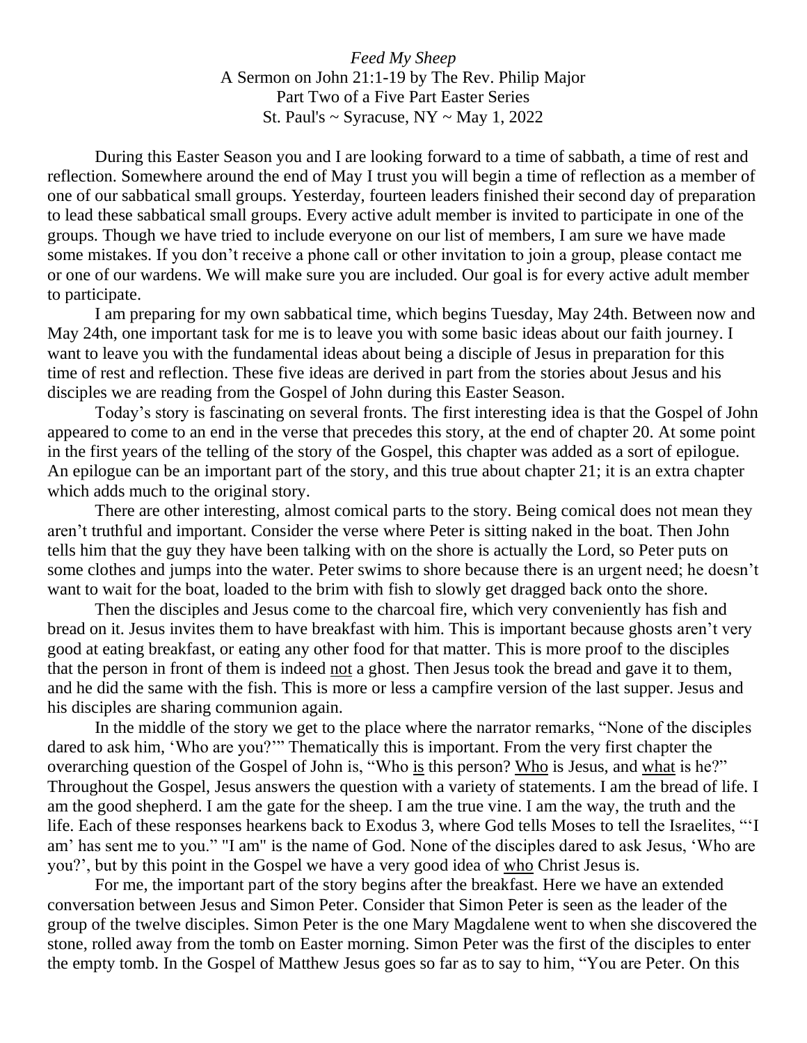*Feed My Sheep*

A Sermon on John 21:1-19 by The Rev. Philip Major

Part Two of a Five Part Easter Series

St. Paul's ~ Syracuse, NY ~ May 1, 2022

During this Easter Season you and I are looking forward to a time of sabbath, a time of rest and reflection. Somewhere around the end of May I trust you will begin a time of reflection as a member of one of our sabbatical small groups. Yesterday, fourteen leaders finished their second day of preparation to lead these sabbatical small groups. Every active adult member is invited to participate in one of the groups. Though we have tried to include everyone on our list of members, I am sure we have made some mistakes. If you don't receive a phone call or other invitation to join a group, please contact me or one of our wardens. We will make sure you are included. Our goal is for every active adult member to participate.

I am preparing for my own sabbatical time, which begins Tuesday, May 24th. Between now and May 24th, one important task for me is to leave you with some basic ideas about our faith journey. I want to leave you with the fundamental ideas about being a disciple of Jesus in preparation for this time of rest and reflection. These five ideas are derived in part from the stories about Jesus and his disciples we are reading from the Gospel of John during this Easter Season.

Today's story is fascinating on several fronts. The first interesting idea is that the Gospel of John appeared to come to an end in the verse that precedes this story, at the end of chapter 20. At some point in the first years of the telling of the story of the Gospel, this chapter was added as a sort of epilogue. An epilogue can be an important part of the story, and this true about chapter 21; it is an extra chapter which adds much to the original story.

There are other interesting, almost comical parts to the story. Being comical does not mean they aren't truthful and important. Consider the verse where Peter is sitting naked in the boat. Then John tells him that the guy they have been talking with on the shore is actually the Lord, so Peter puts on some clothes and jumps into the water. Peter swims to shore because there is an urgent need; he doesn't want to wait for the boat, loaded to the brim with fish to slowly get dragged back onto the shore.

Then the disciples and Jesus come to the charcoal fire, which very conveniently has fish and bread on it. Jesus invites them to have breakfast with him. This is important because ghosts aren't very good at eating breakfast, or eating any other food for that matter. This is more proof to the disciples that the person in front of them is indeed <u>not</u> a ghost. Then Jesus took the bread and gave it to them, and he did the same with the fish. This is more or less a campfire version of the last supper. Jesus and his disciples are sharing communion again.

In the middle of the story we get to the place where the narrator remarks, "None of the disciples dared to ask him, 'Who are you?'" Thematically this is important. From the very first chapter the overarching question of the Gospel of John is, "Who <u>is</u> this person? <u>Who</u> is Jesus, and <u>what</u> is he?" Throughout the Gospel, Jesus answers the question with a variety of statements. I am the bread of life. I am the good shepherd. I am the gate for the sheep. I am the true vine. I am the way, the truth and the life. Each of these responses hearkens back to Exodus 3, where God tells Moses to tell the Israelites, "'I am' has sent me to you." "I am" is the name of God. None of the disciples dared to ask Jesus, 'Who are you?', but by this point in the Gospel we have a very good idea of <u>who</u> Christ Jesus is.

For me, the important part of the story begins after the breakfast. Here we have an extended conversation between Jesus and Simon Peter. Consider that Simon Peter is seen as the leader of the group of the twelve disciples. Simon Peter is the one Mary Magdalene went to when she discovered the stone, rolled away from the tomb on Easter morning. Simon Peter was the first of the disciples to enter the empty tomb. In the Gospel of Matthew Jesus goes so far as to say to him, "You are Peter. On this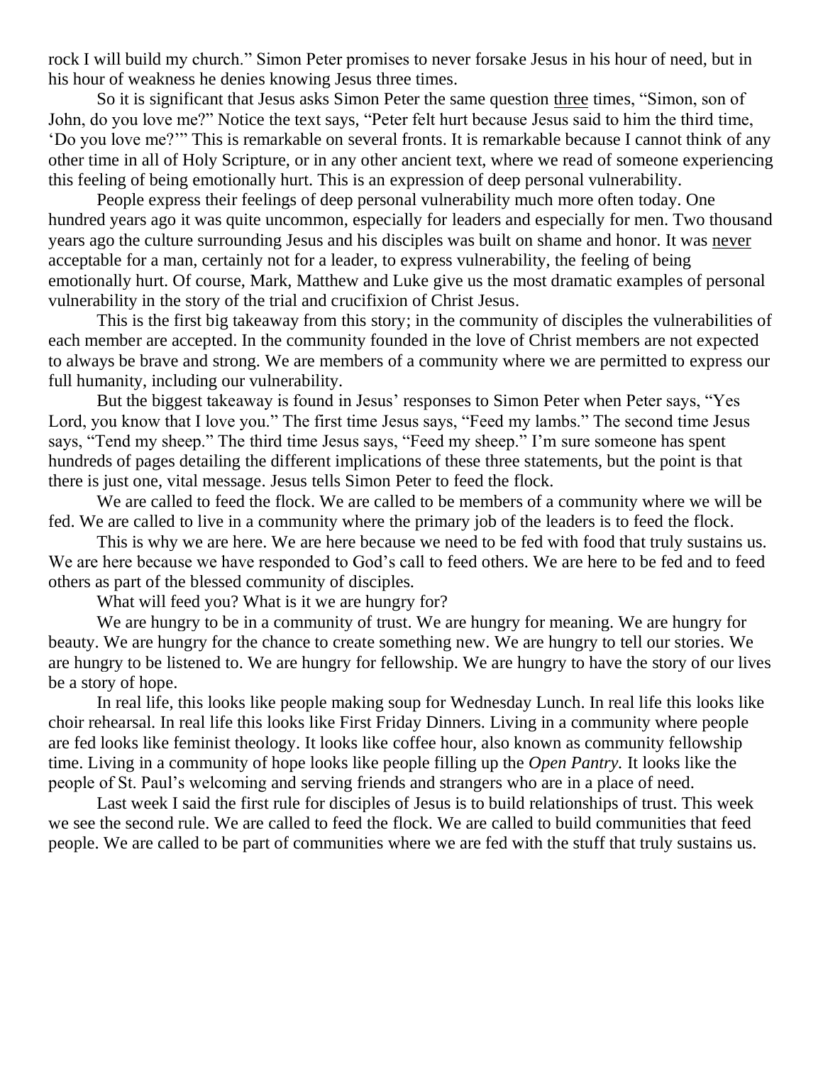rock I will build my church." Simon Peter promises to never forsake Jesus in his hour of need, but in his hour of weakness he denies knowing Jesus three times.

So it is significant that Jesus asks Simon Peter the same question three times, "Simon, son of John, do you love me?" Notice the text says, "Peter felt hurt because Jesus said to him the third time, 'Do you love me?'" This is remarkable on several fronts. It is remarkable because I cannot think of any other time in all of Holy Scripture, or in any other ancient text, where we read of someone experiencing this feeling of being emotionally hurt. This is an expression of deep personal vulnerability.

People express their feelings of deep personal vulnerability much more often today. One hundred years ago it was quite uncommon, especially for leaders and especially for men. Two thousand years ago the culture surrounding Jesus and his disciples was built on shame and honor. It was never acceptable for a man, certainly not for a leader, to express vulnerability, the feeling of being emotionally hurt. Of course, Mark, Matthew and Luke give us the most dramatic examples of personal vulnerability in the story of the trial and crucifixion of Christ Jesus.

This is the first big takeaway from this story; in the community of disciples the vulnerabilities of each member are accepted. In the community founded in the love of Christ members are not expected to always be brave and strong. We are members of a community where we are permitted to express our full humanity, including our vulnerability.

But the biggest takeaway is found in Jesus' responses to Simon Peter when Peter says, "Yes Lord, you know that I love you." The first time Jesus says, "Feed my lambs." The second time Jesus says, "Tend my sheep." The third time Jesus says, "Feed my sheep." I'm sure someone has spent hundreds of pages detailing the different implications of these three statements, but the point is that there is just one, vital message. Jesus tells Simon Peter to feed the flock.

We are called to feed the flock. We are called to be members of a community where we will be fed. We are called to live in a community where the primary job of the leaders is to feed the flock.

This is why we are here. We are here because we need to be fed with food that truly sustains us. We are here because we have responded to God's call to feed others. We are here to be fed and to feed others as part of the blessed community of disciples.

What will feed you? What is it we are hungry for?

We are hungry to be in a community of trust. We are hungry for meaning. We are hungry for beauty. We are hungry for the chance to create something new. We are hungry to tell our stories. We are hungry to be listened to. We are hungry for fellowship. We are hungry to have the story of our lives be a story of hope.

In real life, this looks like people making soup for Wednesday Lunch. In real life this looks like choir rehearsal. In real life this looks like First Friday Dinners. Living in a community where people are fed looks like feminist theology. It looks like coffee hour, also known as community fellowship time. Living in a community of hope looks like people filling up the *Open Pantry.* It looks like the people of St. Paul's welcoming and serving friends and strangers who are in a place of need.

Last week I said the first rule for disciples of Jesus is to build relationships of trust. This week we see the second rule. We are called to feed the flock. We are called to build communities that feed people. We are called to be part of communities where we are fed with the stuff that truly sustains us.